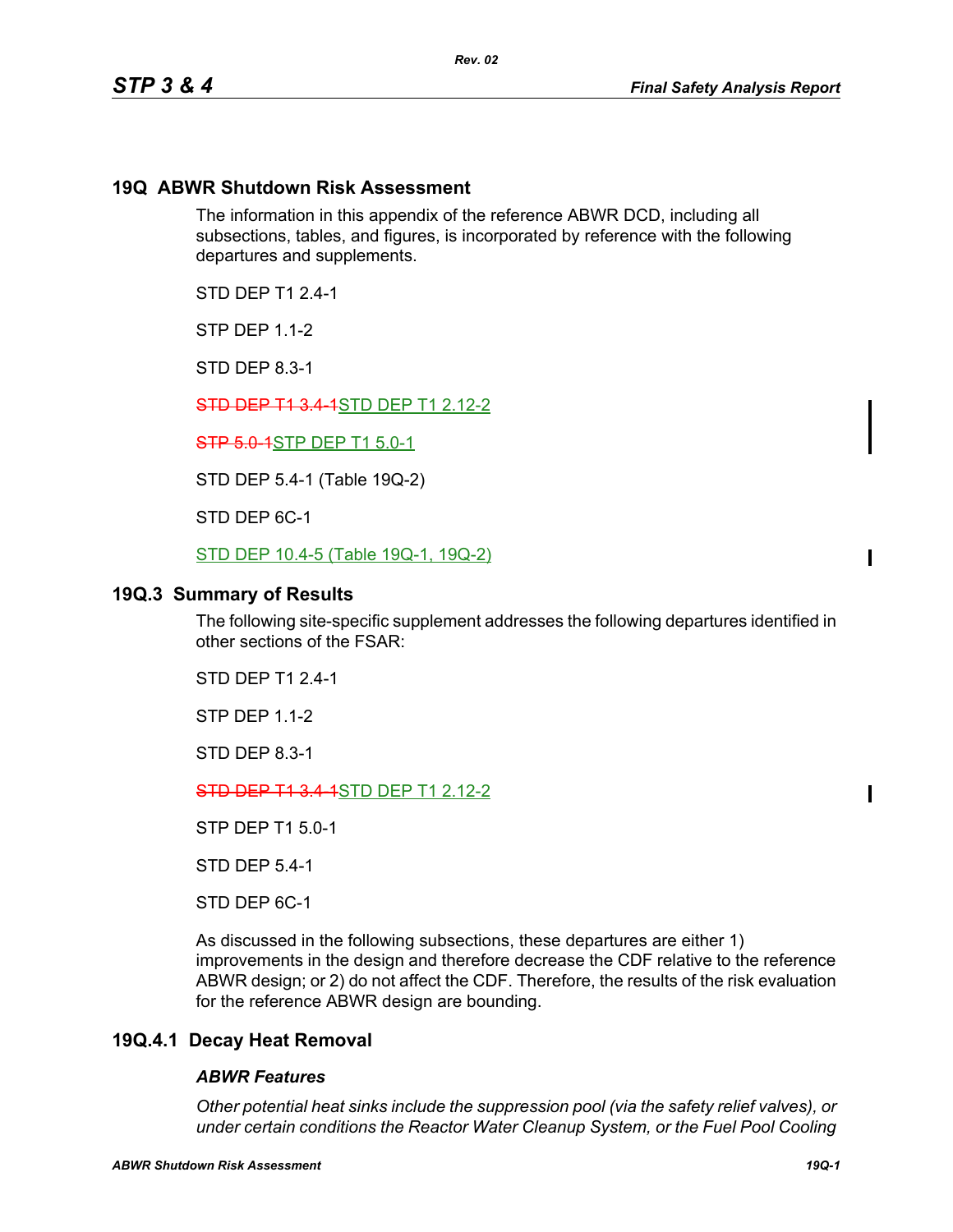## 19Q ABWR Shutdown Risk Assessment

The information in this appendix of the reference ABWR DCD, including all subsections, tables, and figures, is incorporated by reference with the following departures and supplements.

STD DEP T1 2.4-1

STP DEP 1.1-2

STD DEP 8.3-1

~~STD DEP T1 3.4-1~~STD DEP T1 2.12-2

~~STP 5.0-1~~STP DEP T1 5.0-1

STD DEP 5.4-1 (Table 19Q-2)

STD DEP 6C-1

STD DEP 10.4-5 (Table 19Q-1, 19Q-2)

## 19Q.3 Summary of Results

The following site-specific supplement addresses the following departures identified in other sections of the FSAR:

STD DEP T1 2.4-1

STP DEP 1.1-2

STD DEP 8.3-1

~~STD DEP T1 3.4-1~~STD DEP T1 2.12-2

STP DEP T1 5.0-1

STD DEP 5.4-1

STD DEP 6C-1

As discussed in the following subsections, these departures are either 1) improvements in the design and therefore decrease the CDF relative to the reference ABWR design; or 2) do not affect the CDF. Therefore, the results of the risk evaluation for the reference ABWR design are bounding.

## 19Q.4.1 Decay Heat Removal

### *ABWR Features*

*Other potential heat sinks include the suppression pool (via the safety relief valves), or under certain conditions the Reactor Water Cleanup System, or the Fuel Pool Cooling*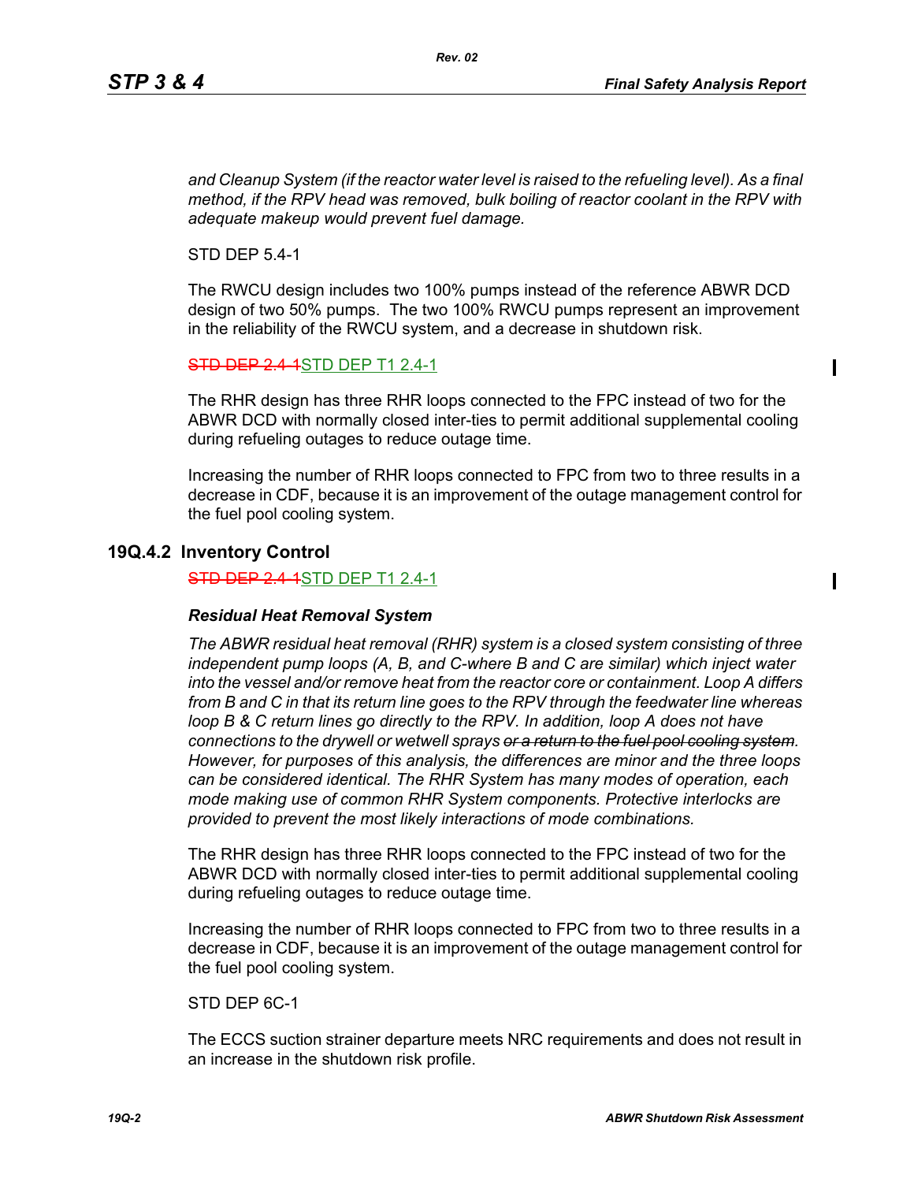*and Cleanup System (if the reactor water level is raised to the refueling level). As a final method, if the RPV head was removed, bulk boiling of reactor coolant in the RPV with adequate makeup would prevent fuel damage.*

STD DEP 5.4-1

The RWCU design includes two 100% pumps instead of the reference ABWR DCD design of two 50% pumps. The two 100% RWCU pumps represent an improvement in the reliability of the RWCU system, and a decrease in shutdown risk.

~~STD DEP 2.4-1~~STD DEP T1 2.4-1

The RHR design has three RHR loops connected to the FPC instead of two for the ABWR DCD with normally closed inter-ties to permit additional supplemental cooling during refueling outages to reduce outage time.

Increasing the number of RHR loops connected to FPC from two to three results in a decrease in CDF, because it is an improvement of the outage management control for the fuel pool cooling system.

## 19Q.4.2 Inventory Control

~~STD DEP 2.4-1~~STD DEP T1 2.4-1

***Residual Heat Removal System***

*The ABWR residual heat removal (RHR) system is a closed system consisting of three independent pump loops (A, B, and C-where B and C are similar) which inject water into the vessel and/or remove heat from the reactor core or containment. Loop A differs from B and C in that its return line goes to the RPV through the feedwater line whereas loop B & C return lines go directly to the RPV. In addition, loop A does not have connections to the drywell or wetwell sprays ~~or a return to the fuel pool cooling system~~. However, for purposes of this analysis, the differences are minor and the three loops can be considered identical. The RHR System has many modes of operation, each mode making use of common RHR System components. Protective interlocks are provided to prevent the most likely interactions of mode combinations.*

The RHR design has three RHR loops connected to the FPC instead of two for the ABWR DCD with normally closed inter-ties to permit additional supplemental cooling during refueling outages to reduce outage time.

Increasing the number of RHR loops connected to FPC from two to three results in a decrease in CDF, because it is an improvement of the outage management control for the fuel pool cooling system.

STD DEP 6C-1

The ECCS suction strainer departure meets NRC requirements and does not result in an increase in the shutdown risk profile.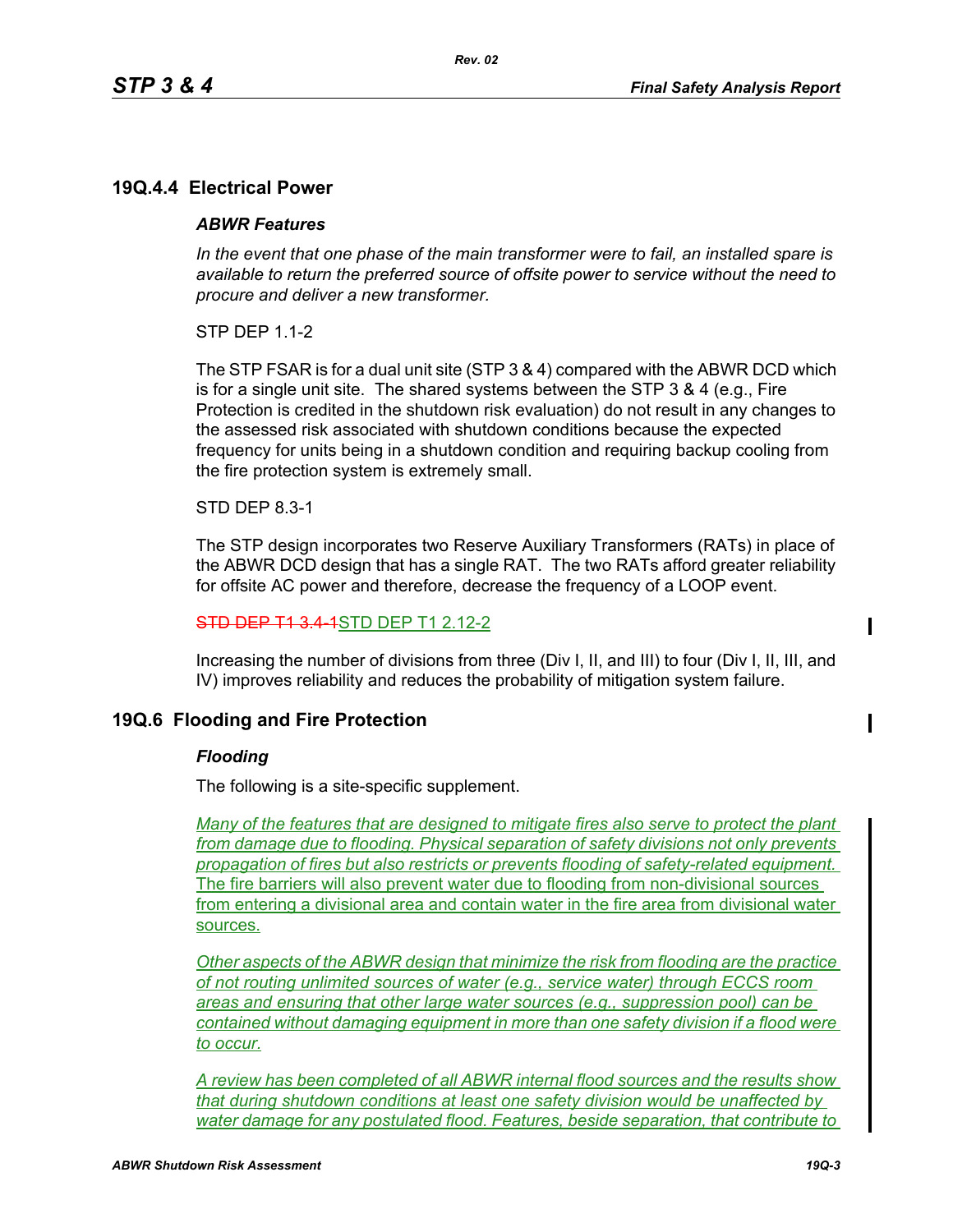## 19Q.4.4 Electrical Power

***ABWR Features***

*In the event that one phase of the main transformer were to fail, an installed spare is available to return the preferred source of offsite power to service without the need to procure and deliver a new transformer.*

STP DEP 1.1-2

The STP FSAR is for a dual unit site (STP 3 & 4) compared with the ABWR DCD which is for a single unit site. The shared systems between the STP 3 & 4 (e.g., Fire Protection is credited in the shutdown risk evaluation) do not result in any changes to the assessed risk associated with shutdown conditions because the expected frequency for units being in a shutdown condition and requiring backup cooling from the fire protection system is extremely small.

STD DEP 8.3-1

The STP design incorporates two Reserve Auxiliary Transformers (RATs) in place of the ABWR DCD design that has a single RAT. The two RATs afford greater reliability for offsite AC power and therefore, decrease the frequency of a LOOP event.

~~STD DEP T1 3.4-1~~STD DEP T1 2.12-2

Increasing the number of divisions from three (Div I, II, and III) to four (Div I, II, III, and IV) improves reliability and reduces the probability of mitigation system failure.

## 19Q.6 Flooding and Fire Protection

***Flooding***

The following is a site-specific supplement.

*Many of the features that are designed to mitigate fires also serve to protect the plant from damage due to flooding. Physical separation of safety divisions not only prevents propagation of fires but also restricts or prevents flooding of safety-related equipment.* The fire barriers will also prevent water due to flooding from non-divisional sources from entering a divisional area and contain water in the fire area from divisional water sources.

*Other aspects of the ABWR design that minimize the risk from flooding are the practice of not routing unlimited sources of water (e.g., service water) through ECCS room areas and ensuring that other large water sources (e.g., suppression pool) can be contained without damaging equipment in more than one safety division if a flood were to occur.*

*A review has been completed of all ABWR internal flood sources and the results show that during shutdown conditions at least one safety division would be unaffected by water damage for any postulated flood. Features, beside separation, that contribute to*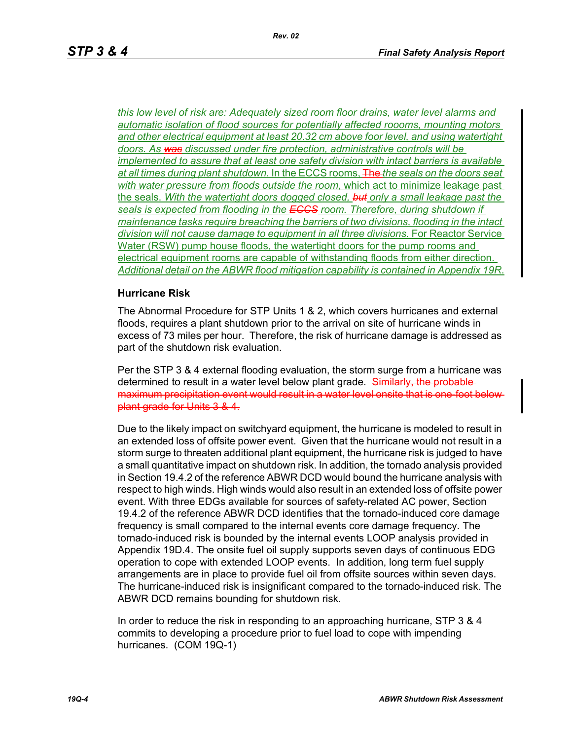*this low level of risk are: Adequately sized room floor drains, water level alarms and automatic isolation of flood sources for potentially affected rooooms, mounting motors and other electrical equipment at least 20.32 cm above foor level, and using watertight doors. As ~~was~~ discussed under fire protection, administrative controls will be implemented to assure that at least one safety division with intact barriers is available at all times during plant shutdown.* In the ECCS rooms, ~~The~~ *the seals on the doors seat with water pressure from floods outside the room,* which act to minimize leakage past the seals. *With the watertight doors dogged closed, ~~but~~ only a small leakage past the seals is expected from flooding in the ~~ECCS~~ room. Therefore, during shutdown if maintenance tasks require breaching the barriers of two divisions, flooding in the intact division will not cause damage to equipment in all three divisions.* For Reactor Service Water (RSW) pump house floods, the watertight doors for the pump rooms and electrical equipment rooms are capable of withstanding floods from either direction. *Additional detail on the ABWR flood mitigation capability is contained in Appendix 19R.*

### Hurricane Risk

The Abnormal Procedure for STP Units 1 & 2, which covers hurricanes and external floods, requires a plant shutdown prior to the arrival on site of hurricane winds in excess of 73 miles per hour. Therefore, the risk of hurricane damage is addressed as part of the shutdown risk evaluation.

Per the STP 3 & 4 external flooding evaluation, the storm surge from a hurricane was determined to result in a water level below plant grade. ~~Similarly, the probable maximum precipitation event would result in a water level onsite that is one foot below plant grade for Units 3 & 4.~~

Due to the likely impact on switchyard equipment, the hurricane is modeled to result in an extended loss of offsite power event. Given that the hurricane would not result in a storm surge to threaten additional plant equipment, the hurricane risk is judged to have a small quantitative impact on shutdown risk. In addition, the tornado analysis provided in Section 19.4.2 of the reference ABWR DCD would bound the hurricane analysis with respect to high winds. High winds would also result in an extended loss of offsite power event. With three EDGs available for sources of safety-related AC power, Section 19.4.2 of the reference ABWR DCD identifies that the tornado-induced core damage frequency is small compared to the internal events core damage frequency. The tornado-induced risk is bounded by the internal events LOOP analysis provided in Appendix 19D.4. The onsite fuel oil supply supports seven days of continuous EDG operation to cope with extended LOOP events. In addition, long term fuel supply arrangements are in place to provide fuel oil from offsite sources within seven days. The hurricane-induced risk is insignificant compared to the tornado-induced risk. The ABWR DCD remains bounding for shutdown risk.

In order to reduce the risk in responding to an approaching hurricane, STP 3 & 4 commits to developing a procedure prior to fuel load to cope with impending hurricanes. (COM 19Q-1)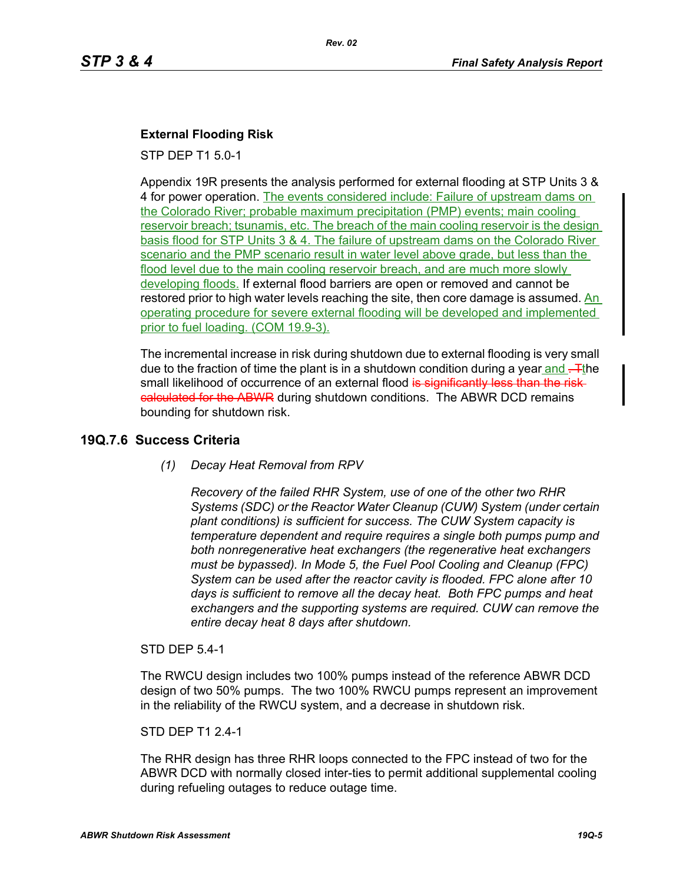**External Flooding Risk**

STP DEP T1 5.0-1

Appendix 19R presents the analysis performed for external flooding at STP Units 3 & 4 for power operation. The events considered include: Failure of upstream dams on the Colorado River; probable maximum precipitation (PMP) events; main cooling reservoir breach; tsunamis, etc. The breach of the main cooling reservoir is the design basis flood for STP Units 3 & 4. The failure of upstream dams on the Colorado River scenario and the PMP scenario result in water level above grade, but less than the flood level due to the main cooling reservoir breach, and are much more slowly developing floods. If external flood barriers are open or removed and cannot be restored prior to high water levels reaching the site, then core damage is assumed. An operating procedure for severe external flooding will be developed and implemented prior to fuel loading. (COM 19.9-3).

The incremental increase in risk during shutdown due to external flooding is very small due to the fraction of time the plant is in a shutdown condition during a year and . Tthe small likelihood of occurrence of an external flood is significantly less than the risk calculated for the ABWR during shutdown conditions. The ABWR DCD remains bounding for shutdown risk.

## 19Q.7.6 Success Criteria

*(1) Decay Heat Removal from RPV*

*Recovery of the failed RHR System, use of one of the other two RHR Systems (SDC) or the Reactor Water Cleanup (CUW) System (under certain plant conditions) is sufficient for success. The CUW System capacity is temperature dependent and require requires a single both pumps pump and both nonregenerative heat exchangers (the regenerative heat exchangers must be bypassed). In Mode 5, the Fuel Pool Cooling and Cleanup (FPC) System can be used after the reactor cavity is flooded. FPC alone after 10 days is sufficient to remove all the decay heat. Both FPC pumps and heat exchangers and the supporting systems are required. CUW can remove the entire decay heat 8 days after shutdown.*

STD DEP 5.4-1

The RWCU design includes two 100% pumps instead of the reference ABWR DCD design of two 50% pumps. The two 100% RWCU pumps represent an improvement in the reliability of the RWCU system, and a decrease in shutdown risk.

STD DEP T1 2.4-1

The RHR design has three RHR loops connected to the FPC instead of two for the ABWR DCD with normally closed inter-ties to permit additional supplemental cooling during refueling outages to reduce outage time.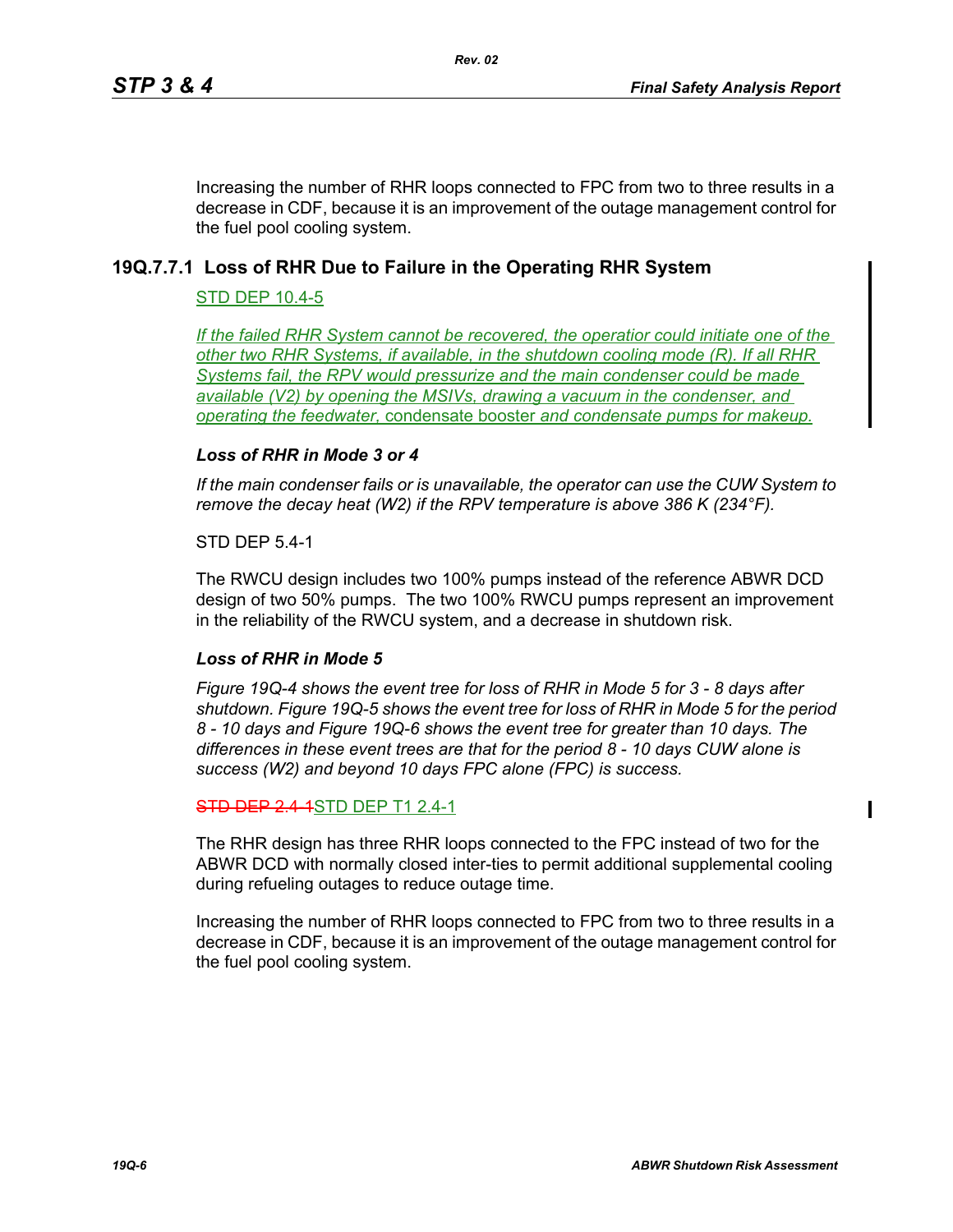Increasing the number of RHR loops connected to FPC from two to three results in a decrease in CDF, because it is an improvement of the outage management control for the fuel pool cooling system.

### 19Q.7.7.1 Loss of RHR Due to Failure in the Operating RHR System

STD DEP 10.4-5

*If the failed RHR System cannot be recovered, the operatior could initiate one of the other two RHR Systems, if available, in the shutdown cooling mode (R). If all RHR Systems fail, the RPV would pressurize and the main condenser could be made available (V2) by opening the MSIVs, drawing a vacuum in the condenser, and operating the feedwater,* condensate booster *and condensate pumps for makeup.*

***Loss of RHR in Mode 3 or 4***

*If the main condenser fails or is unavailable, the operator can use the CUW System to remove the decay heat (W2) if the RPV temperature is above 386 K (234°F).*

STD DEP 5.4-1

The RWCU design includes two 100% pumps instead of the reference ABWR DCD design of two 50% pumps. The two 100% RWCU pumps represent an improvement in the reliability of the RWCU system, and a decrease in shutdown risk.

***Loss of RHR in Mode 5***

*Figure 19Q-4 shows the event tree for loss of RHR in Mode 5 for 3 - 8 days after shutdown. Figure 19Q-5 shows the event tree for loss of RHR in Mode 5 for the period 8 - 10 days and Figure 19Q-6 shows the event tree for greater than 10 days. The differences in these event trees are that for the period 8 - 10 days CUW alone is success (W2) and beyond 10 days FPC alone (FPC) is success.*

~~STD DEP 2.4-1~~STD DEP T1 2.4-1

The RHR design has three RHR loops connected to the FPC instead of two for the ABWR DCD with normally closed inter-ties to permit additional supplemental cooling during refueling outages to reduce outage time.

Increasing the number of RHR loops connected to FPC from two to three results in a decrease in CDF, because it is an improvement of the outage management control for the fuel pool cooling system.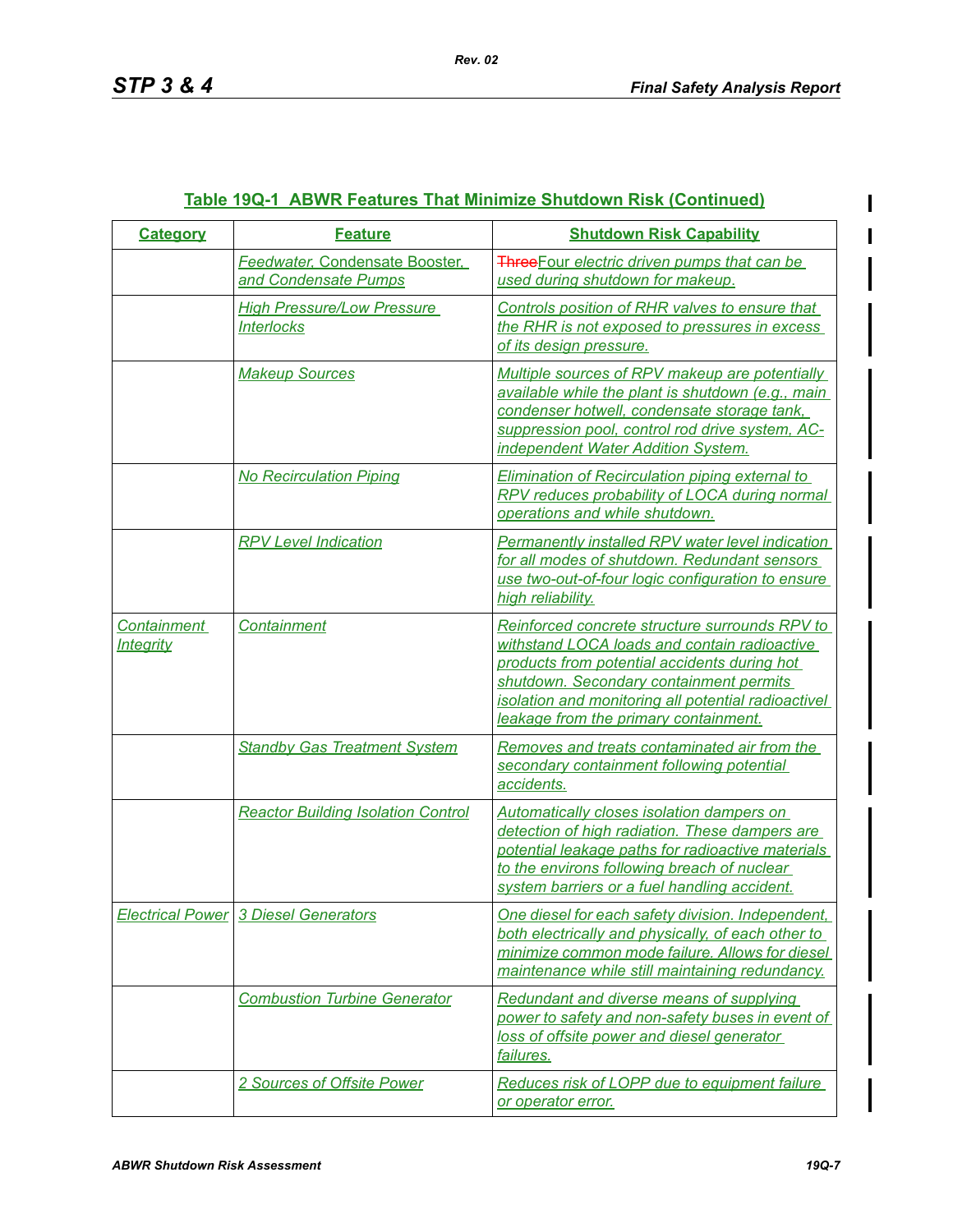**Table 19Q-1 ABWR Features That Minimize Shutdown Risk (Continued)**

| Category | Feature | Shutdown Risk Capability |
|---|---|---|
| | Feedwater, Condensate Booster, and Condensate Pumps | ~~Three~~Four electric driven pumps that can be used during shutdown for makeup. |
| | High Pressure/Low Pressure Interlocks | Controls position of RHR valves to ensure that the RHR is not exposed to pressures in excess of its design pressure. |
| | Makeup Sources | Multiple sources of RPV makeup are potentially available while the plant is shutdown (e.g., main condenser hotwell, condensate storage tank, suppression pool, control rod drive system, AC-independent Water Addition System. |
| | No Recirculation Piping | Elimination of Recirculation piping external to RPV reduces probability of LOCA during normal operations and while shutdown. |
| | RPV Level Indication | Permanently installed RPV water level indication for all modes of shutdown. Redundant sensors use two-out-of-four logic configuration to ensure high reliability. |
| Containment Integrity | Containment | Reinforced concrete structure surrounds RPV to withstand LOCA loads and contain radioactive products from potential accidents during hot shutdown. Secondary containment permits isolation and monitoring all potential radioactivel leakage from the primary containment. |
| | Standby Gas Treatment System | Removes and treats contaminated air from the secondary containment following potential accidents. |
| | Reactor Building Isolation Control | Automatically closes isolation dampers on detection of high radiation. These dampers are potential leakage paths for radioactive materials to the environs following breach of nuclear system barriers or a fuel handling accident. |
| Electrical Power | 3 Diesel Generators | One diesel for each safety division. Independent, both electrically and physically, of each other to minimize common mode failure. Allows for diesel maintenance while still maintaining redundancy. |
| | Combustion Turbine Generator | Redundant and diverse means of supplying power to safety and non-safety buses in event of loss of offsite power and diesel generator failures. |
| | 2 Sources of Offsite Power | Reduces risk of LOPP due to equipment failure or operator error. |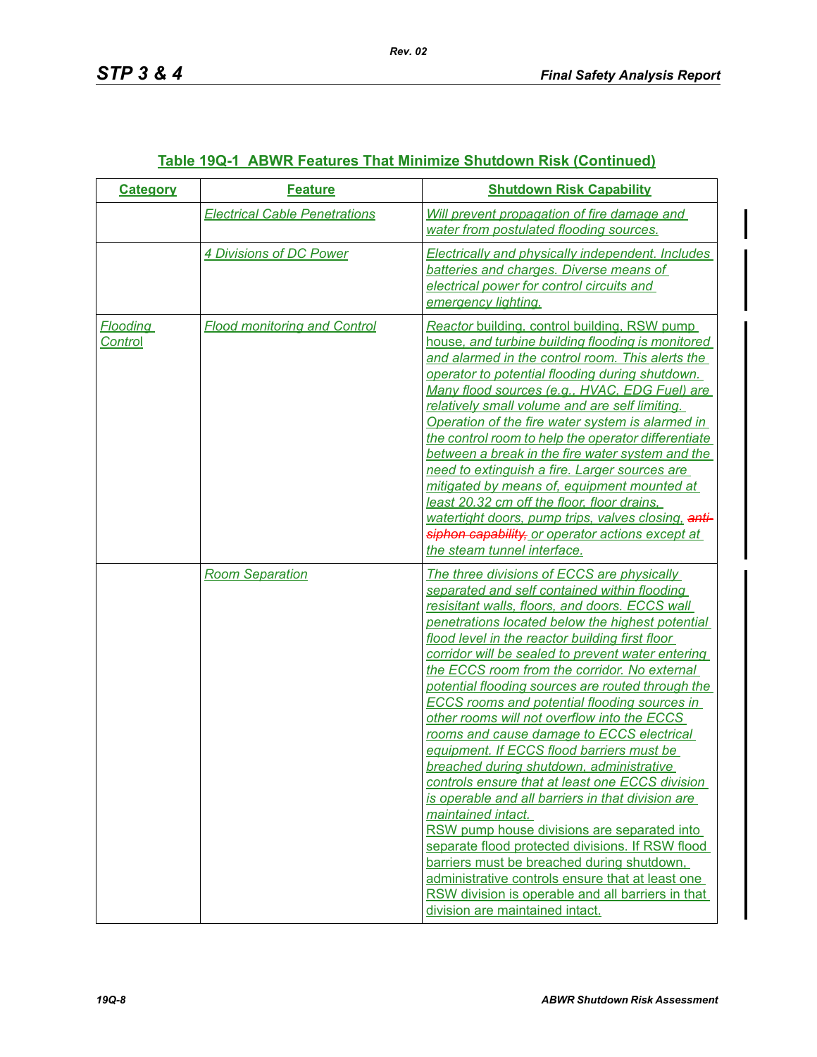## Table 19Q-1 ABWR Features That Minimize Shutdown Risk (Continued)

| Category | Feature | Shutdown Risk Capability |
|---|---|---|
| | Electrical Cable Penetrations | Will prevent propagation of fire damage and water from postulated flooding sources. |
| | 4 Divisions of DC Power | Electrically and physically independent. Includes batteries and charges. Diverse means of electrical power for control circuits and emergency lighting. |
| Flooding Control | Flood monitoring and Control | Reactor building, control building, RSW pump house, and turbine building flooding is monitored and alarmed in the control room. This alerts the operator to potential flooding during shutdown. Many flood sources (e.g., HVAC, EDG Fuel) are relatively small volume and are self limiting. Operation of the fire water system is alarmed in the control room to help the operator differentiate between a break in the fire water system and the need to extinguish a fire. Larger sources are mitigated by means of, equipment mounted at least 20.32 cm off the floor, floor drains, watertight doors, pump trips, valves closing, ~~anti-siphon capability,~~ or operator actions except at the steam tunnel interface. |
| | Room Separation | The three divisions of ECCS are physically separated and self contained within flooding resisitant walls, floors, and doors. ECCS wall penetrations located below the highest potential flood level in the reactor building first floor corridor will be sealed to prevent water entering the ECCS room from the corridor. No external potential flooding sources are routed through the ECCS rooms and potential flooding sources in other rooms will not overflow into the ECCS rooms and cause damage to ECCS electrical equipment. If ECCS flood barriers must be breached during shutdown, administrative controls ensure that at least one ECCS division is operable and all barriers in that division are maintained intact.<br>RSW pump house divisions are separated into separate flood protected divisions. If RSW flood barriers must be breached during shutdown, administrative controls ensure that at least one RSW division is operable and all barriers in that division are maintained intact. |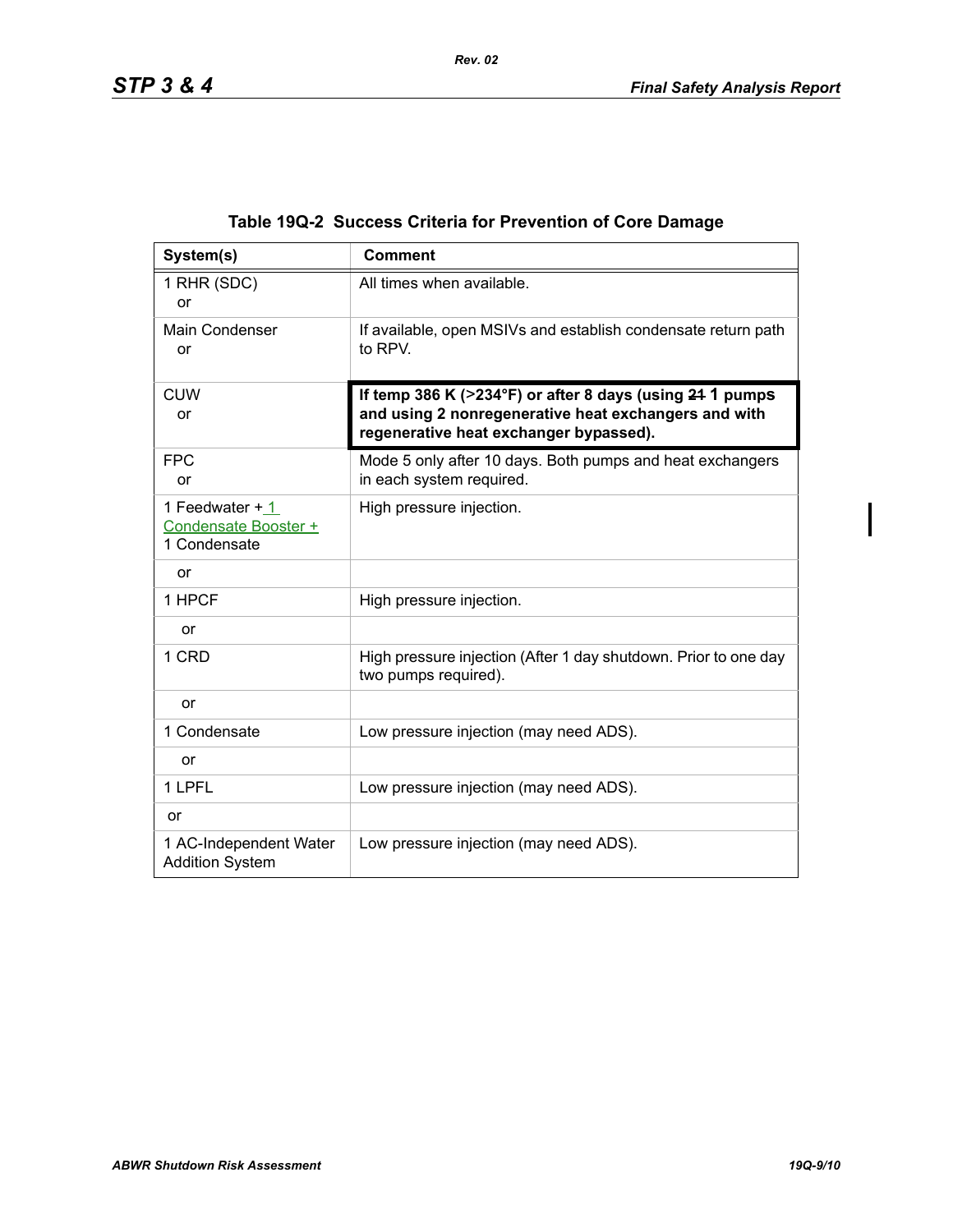Table 19Q-2 Success Criteria for Prevention of Core Damage

| System(s) | Comment |
|---|---|
| 1 RHR (SDC) or | All times when available. |
| Main Condenser or | If available, open MSIVs and establish condensate return path to RPV. |
| CUW or | **If temp 386 K (>234°F) or after 8 days (using ~~21~~ 1 pumps and using 2 nonregenerative heat exchangers and with regenerative heat exchanger bypassed).** |
| FPC or | Mode 5 only after 10 days. Both pumps and heat exchangers in each system required. |
| 1 Feedwater + 1 Condensate Booster + 1 Condensate | High pressure injection. |
| or | |
| 1 HPCF | High pressure injection. |
| or | |
| 1 CRD | High pressure injection (After 1 day shutdown. Prior to one day two pumps required). |
| or | |
| 1 Condensate | Low pressure injection (may need ADS). |
| or | |
| 1 LPFL | Low pressure injection (may need ADS). |
| or | |
| 1 AC-Independent Water Addition System | Low pressure injection (may need ADS). |